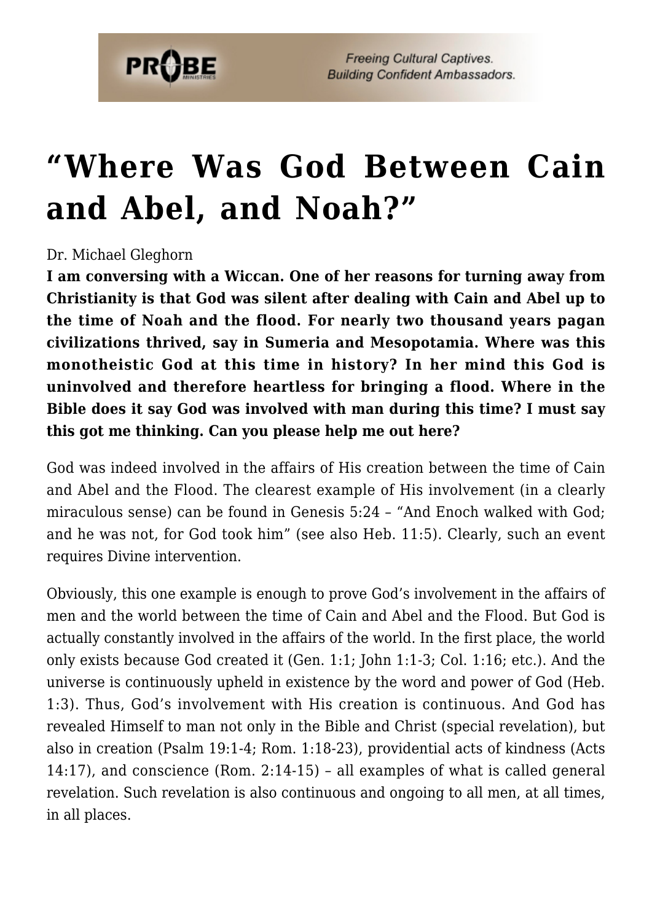# “Where Was God Between Cain and Abel, and Noah?”

Dr. Michael Gleghorn

**I am conversing with a Wiccan. One of her reasons for turning away from Christianity is that God was silent after dealing with Cain and Abel up to the time of Noah and the flood. For nearly two thousand years pagan civilizations thrived, say in Sumeria and Mesopotamia. Where was this monotheistic God at this time in history? In her mind this God is uninvolved and therefore heartless for bringing a flood. Where in the Bible does it say God was involved with man during this time? I must say this got me thinking. Can you please help me out here?**

God was indeed involved in the affairs of His creation between the time of Cain and Abel and the Flood. The clearest example of His involvement (in a clearly miraculous sense) can be found in Genesis 5:24 – “And Enoch walked with God; and he was not, for God took him” (see also Heb. 11:5). Clearly, such an event requires Divine intervention.

Obviously, this one example is enough to prove God’s involvement in the affairs of men and the world between the time of Cain and Abel and the Flood. But God is actually constantly involved in the affairs of the world. In the first place, the world only exists because God created it (Gen. 1:1; John 1:1-3; Col. 1:16; etc.). And the universe is continuously upheld in existence by the word and power of God (Heb. 1:3). Thus, God’s involvement with His creation is continuous. And God has revealed Himself to man not only in the Bible and Christ (special revelation), but also in creation (Psalm 19:1-4; Rom. 1:18-23), providential acts of kindness (Acts 14:17), and conscience (Rom. 2:14-15) – all examples of what is called general revelation. Such revelation is also continuous and ongoing to all men, at all times, in all places.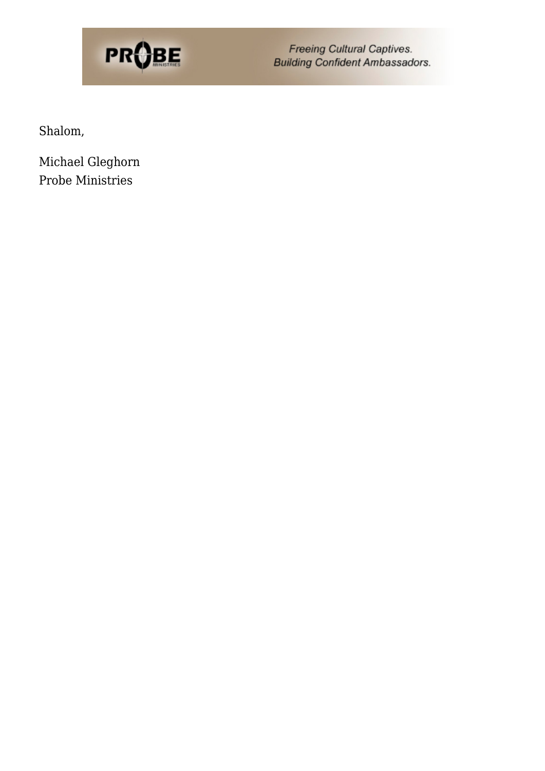Shalom,

Michael Gleghorn
Probe Ministries